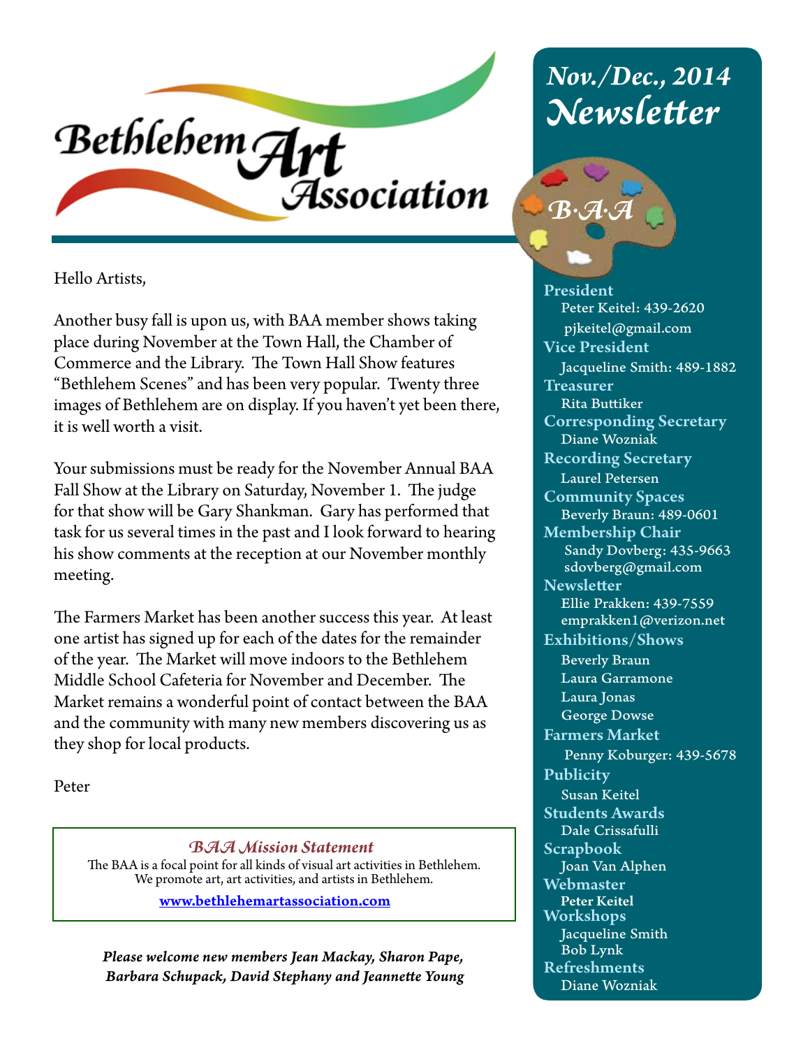# Bethlehem Art Association

## Nov./Dec., 2014 Newsletter

Hello Artists,

Another busy fall is upon us, with BAA member shows taking place during November at the Town Hall, the Chamber of Commerce and the Library. The Town Hall Show features "Bethlehem Scenes" and has been very popular. Twenty three images of Bethlehem are on display. If you haven't yet been there, it is well worth a visit.

Your submissions must be ready for the November Annual BAA Fall Show at the Library on Saturday, November 1. The judge for that show will be Gary Shankman. Gary has performed that task for us several times in the past and I look forward to hearing his show comments at the reception at our November monthly meeting.

The Farmers Market has been another success this year. At least one artist has signed up for each of the dates for the remainder of the year. The Market will move indoors to the Bethlehem Middle School Cafeteria for November and December. The Market remains a wonderful point of contact between the BAA and the community with many new members discovering us as they shop for local products.

Peter

---

*BAA Mission Statement*

The BAA is a focal point for all kinds of visual art activities in Bethlehem. We promote art, art activities, and artists in Bethlehem.

**www.bethlehemartassociation.com**

---

***Please welcome new members Jean Mackay, Sharon Pape, Barbara Schupack, David Stephany and Jeannette Young***

---

B·A·A

**President**
Peter Keitel: 439-2620
pjkeitel@gmail.com

**Vice President**
Jacqueline Smith: 489-1882

**Treasurer**
Rita Buttiker

**Corresponding Secretary**
Diane Wozniak

**Recording Secretary**
Laurel Petersen

**Community Spaces**
Beverly Braun: 489-0601

**Membership Chair**
Sandy Dovberg: 435-9663
sdovberg@gmail.com

**Newsletter**
Ellie Prakken: 439-7559
emprakken1@verizon.net

**Exhibitions/Shows**
Beverly Braun
Laura Garramone
Laura Jonas
George Dowse

**Farmers Market**
Penny Koburger: 439-5678

**Publicity**
Susan Keitel

**Students Awards**
Dale Crissafulli

**Scrapbook**
Joan Van Alphen

**Webmaster**
Peter Keitel

**Workshops**
Jacqueline Smith
Bob Lynk

**Refreshments**
Diane Wozniak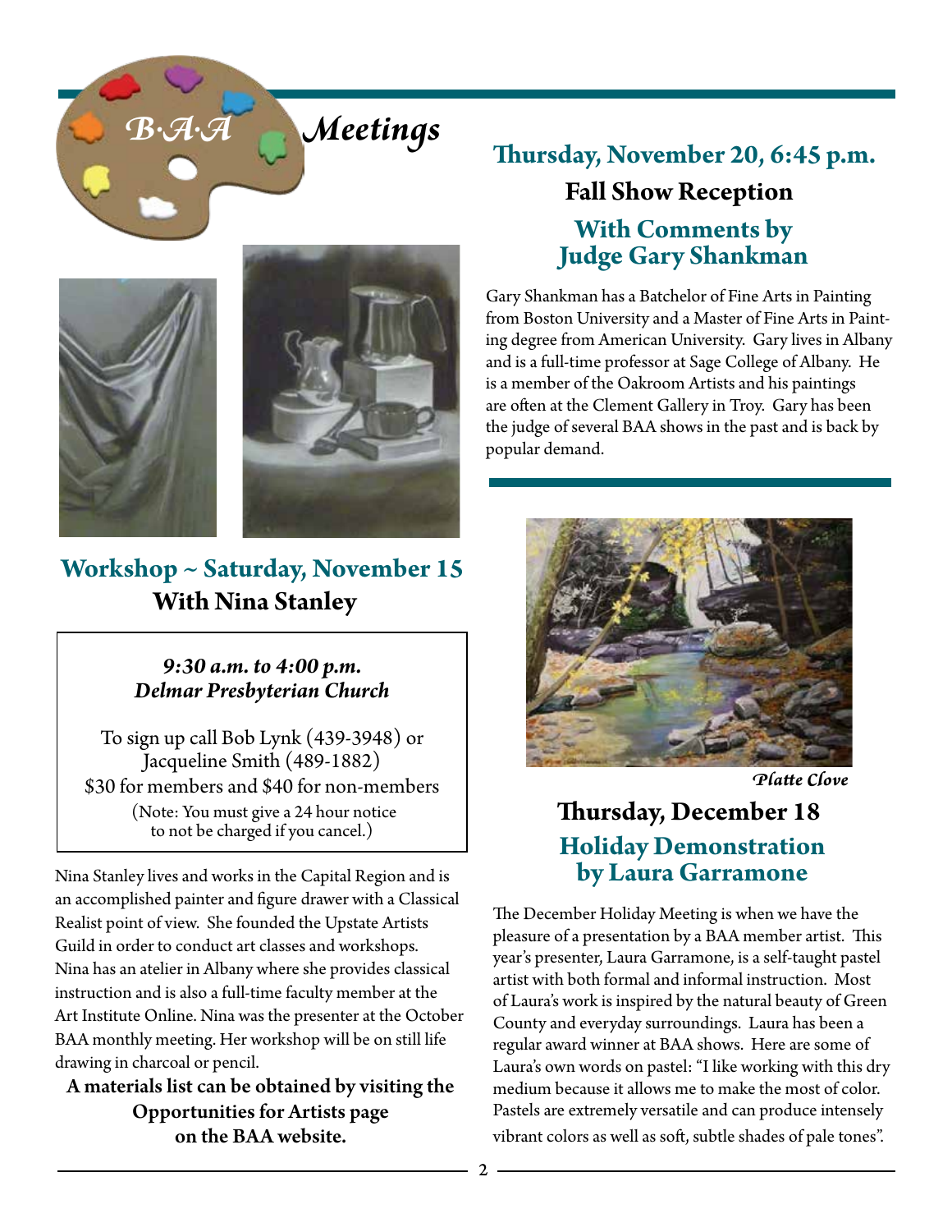# B·A·A Meetings

## Workshop ~ Saturday, November 15
## With Nina Stanley

***9:30 a.m. to 4:00 p.m.***
***Delmar Presbyterian Church***

To sign up call Bob Lynk (439-3948) or Jacqueline Smith (489-1882)
$30 for members and $40 for non-members
(Note: You must give a 24 hour notice to not be charged if you cancel.)

Nina Stanley lives and works in the Capital Region and is an accomplished painter and figure drawer with a Classical Realist point of view. She founded the Upstate Artists Guild in order to conduct art classes and workshops. Nina has an atelier in Albany where she provides classical instruction and is also a full-time faculty member at the Art Institute Online. Nina was the presenter at the October BAA monthly meeting. Her workshop will be on still life drawing in charcoal or pencil.

**A materials list can be obtained by visiting the Opportunities for Artists page on the BAA website.**

## Thursday, November 20, 6:45 p.m.
### Fall Show Reception
### With Comments by Judge Gary Shankman

Gary Shankman has a Batchelor of Fine Arts in Painting from Boston University and a Master of Fine Arts in Painting degree from American University. Gary lives in Albany and is a full-time professor at Sage College of Albany. He is a member of the Oakroom Artists and his paintings are often at the Clement Gallery in Troy. Gary has been the judge of several BAA shows in the past and is back by popular demand.

*Platte Clove*

## Thursday, December 18
### Holiday Demonstration by Laura Garramone

The December Holiday Meeting is when we have the pleasure of a presentation by a BAA member artist. This year's presenter, Laura Garramone, is a self-taught pastel artist with both formal and informal instruction. Most of Laura's work is inspired by the natural beauty of Green County and everyday surroundings. Laura has been a regular award winner at BAA shows. Here are some of Laura's own words on pastel: "I like working with this dry medium because it allows me to make the most of color. Pastels are extremely versatile and can produce intensely vibrant colors as well as soft, subtle shades of pale tones".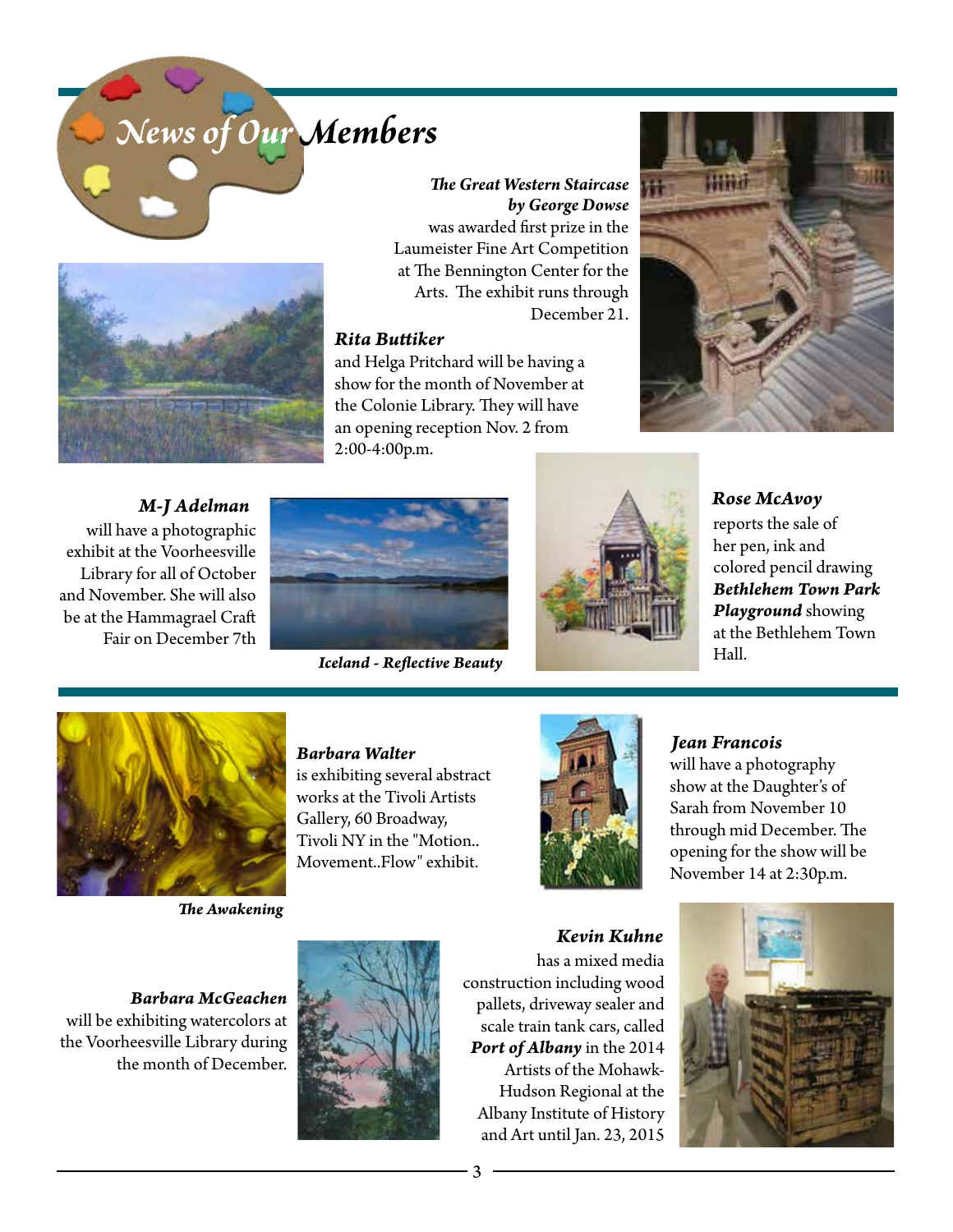# News of Our Members

***The Great Western Staircase by George Dowse*** was awarded first prize in the Laumeister Fine Art Competition at The Bennington Center for the Arts. The exhibit runs through December 21.

***Rita Buttiker*** and Helga Pritchard will be having a show for the month of November at the Colonie Library. They will have an opening reception Nov. 2 from 2:00-4:00p.m.

***M-J Adelman*** will have a photographic exhibit at the Voorheesville Library for all of October and November. She will also be at the Hammagrael Craft Fair on December 7th

***Iceland - Reflective Beauty***

***Rose McAvoy*** reports the sale of her pen, ink and colored pencil drawing ***Bethlehem Town Park Playground*** showing at the Bethlehem Town Hall.

***Barbara Walter*** is exhibiting several abstract works at the Tivoli Artists Gallery, 60 Broadway, Tivoli NY in the "Motion.. Movement..Flow" exhibit.

***The Awakening***

***Jean Francois*** will have a photography show at the Daughter's of Sarah from November 10 through mid December. The opening for the show will be November 14 at 2:30p.m.

***Kevin Kuhne*** has a mixed media construction including wood pallets, driveway sealer and scale train tank cars, called ***Port of Albany*** in the 2014 Artists of the Mohawk-Hudson Regional at the Albany Institute of History and Art until Jan. 23, 2015

***Barbara McGeachen*** will be exhibiting watercolors at the Voorheesville Library during the month of December.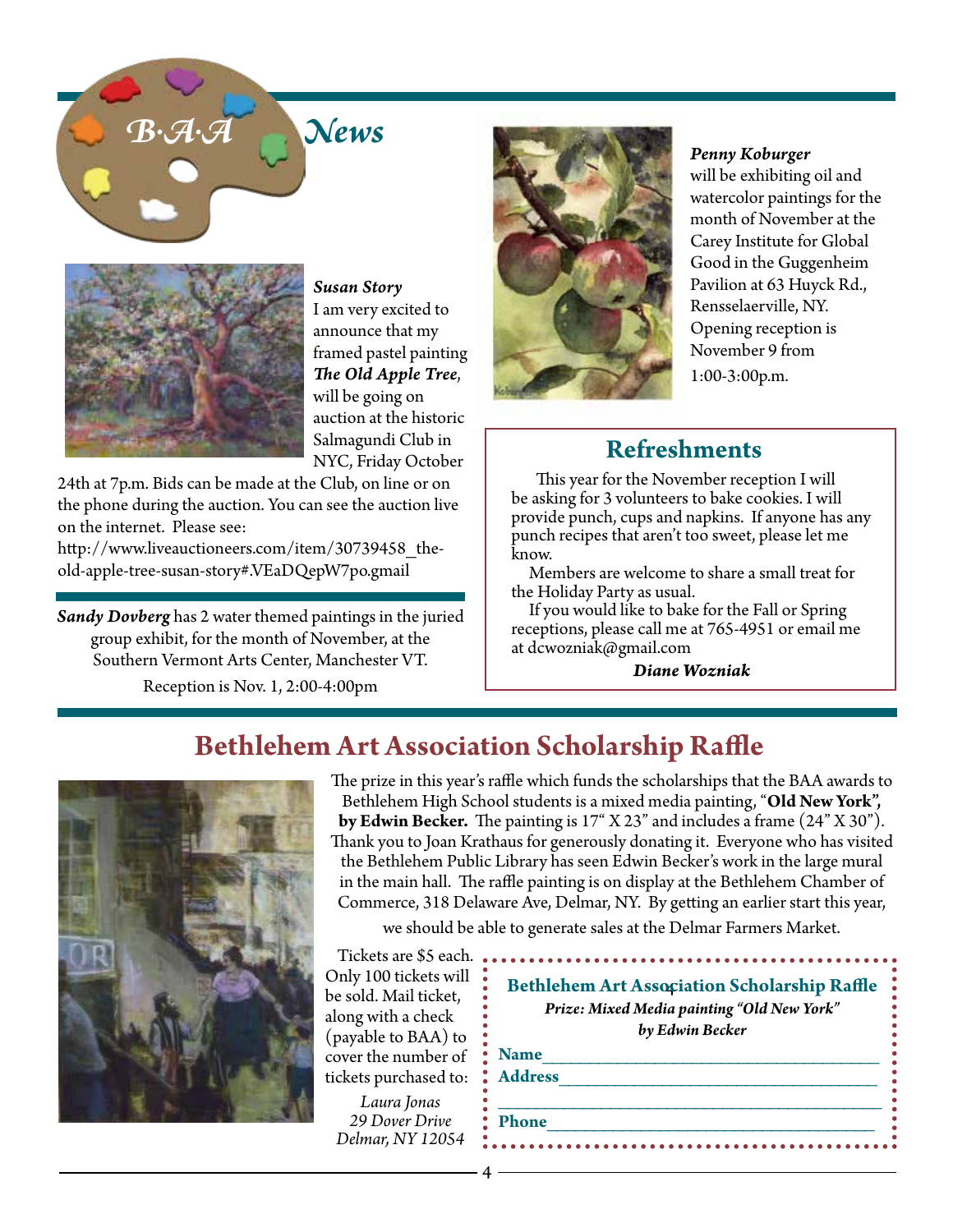# B·A·A News

***Susan Story***
I am very excited to announce that my framed pastel painting ***The Old Apple Tree***, will be going on auction at the historic Salmagundi Club in NYC, Friday October 24th at 7p.m. Bids can be made at the Club, on line or on the phone during the auction. You can see the auction live on the internet. Please see:
http://www.liveauctioneers.com/item/30739458_the-old-apple-tree-susan-story#.VEaDQepW7po.gmail

***Sandy Dovberg*** has 2 water themed paintings in the juried group exhibit, for the month of November, at the Southern Vermont Arts Center, Manchester VT.
Reception is Nov. 1, 2:00-4:00pm

***Penny Koburger***
will be exhibiting oil and watercolor paintings for the month of November at the Carey Institute for Global Good in the Guggenheim Pavilion at 63 Huyck Rd., Rensselaerville, NY. Opening reception is November 9 from 1:00-3:00p.m.

## Refreshments

This year for the November reception I will be asking for 3 volunteers to bake cookies. I will provide punch, cups and napkins. If anyone has any punch recipes that aren't too sweet, please let me know.

Members are welcome to share a small treat for the Holiday Party as usual.

If you would like to bake for the Fall or Spring receptions, please call me at 765-4951 or email me at dcwozniak@gmail.com

***Diane Wozniak***

## Bethlehem Art Association Scholarship Raffle

The prize in this year's raffle which funds the scholarships that the BAA awards to Bethlehem High School students is a mixed media painting, "**Old New York", by Edwin Becker.** The painting is 17" X 23" and includes a frame (24" X 30"). Thank you to Joan Krathaus for generously donating it. Everyone who has visited the Bethlehem Public Library has seen Edwin Becker's work in the large mural in the main hall. The raffle painting is on display at the Bethlehem Chamber of Commerce, 318 Delaware Ave, Delmar, NY. By getting an earlier start this year, we should be able to generate sales at the Delmar Farmers Market.

Tickets are $5 each. Only 100 tickets will be sold. Mail ticket, along with a check (payable to BAA) to cover the number of tickets purchased to:

*Laura Jonas*
*29 Dover Drive*
*Delmar, NY 12054*

**Bethlehem Art Association Scholarship Raffle**
***Prize: Mixed Media painting "Old New York"***
***by Edwin Becker***

**Name** ____________________________________

**Address** __________________________________

____________________________________________

**Phone** ___________________________________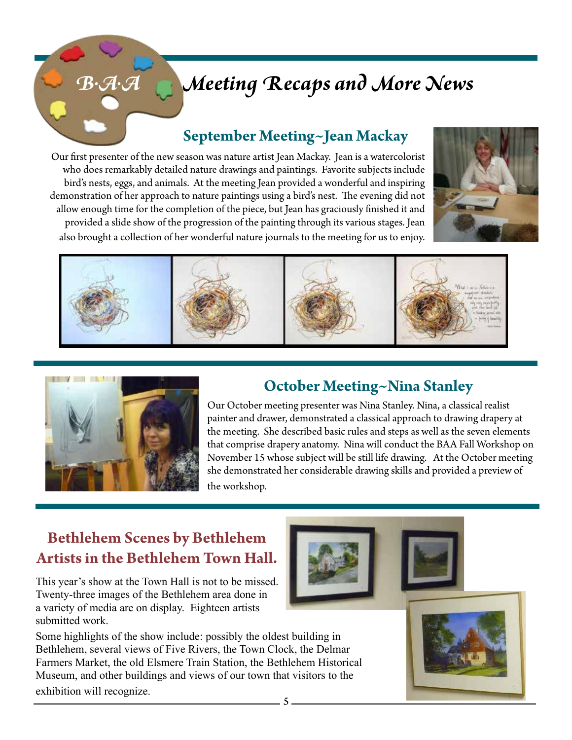# B·A·A Meeting Recaps and More News

## September Meeting~Jean Mackay

Our first presenter of the new season was nature artist Jean Mackay. Jean is a watercolorist who does remarkably detailed nature drawings and paintings. Favorite subjects include bird's nests, eggs, and animals. At the meeting Jean provided a wonderful and inspiring demonstration of her approach to nature paintings using a bird's nest. The evening did not allow enough time for the completion of the piece, but Jean has graciously finished it and provided a slide show of the progression of the painting through its various stages. Jean also brought a collection of her wonderful nature journals to the meeting for us to enjoy.

## October Meeting~Nina Stanley

Our October meeting presenter was Nina Stanley. Nina, a classical realist painter and drawer, demonstrated a classical approach to drawing drapery at the meeting. She described basic rules and steps as well as the seven elements that comprise drapery anatomy. Nina will conduct the BAA Fall Workshop on November 15 whose subject will be still life drawing. At the October meeting she demonstrated her considerable drawing skills and provided a preview of the workshop.

## Bethlehem Scenes by Bethlehem Artists in the Bethlehem Town Hall.

This year's show at the Town Hall is not to be missed. Twenty-three images of the Bethlehem area done in a variety of media are on display. Eighteen artists submitted work.

Some highlights of the show include: possibly the oldest building in Bethlehem, several views of Five Rivers, the Town Clock, the Delmar Farmers Market, the old Elsmere Train Station, the Bethlehem Historical Museum, and other buildings and views of our town that visitors to the exhibition will recognize.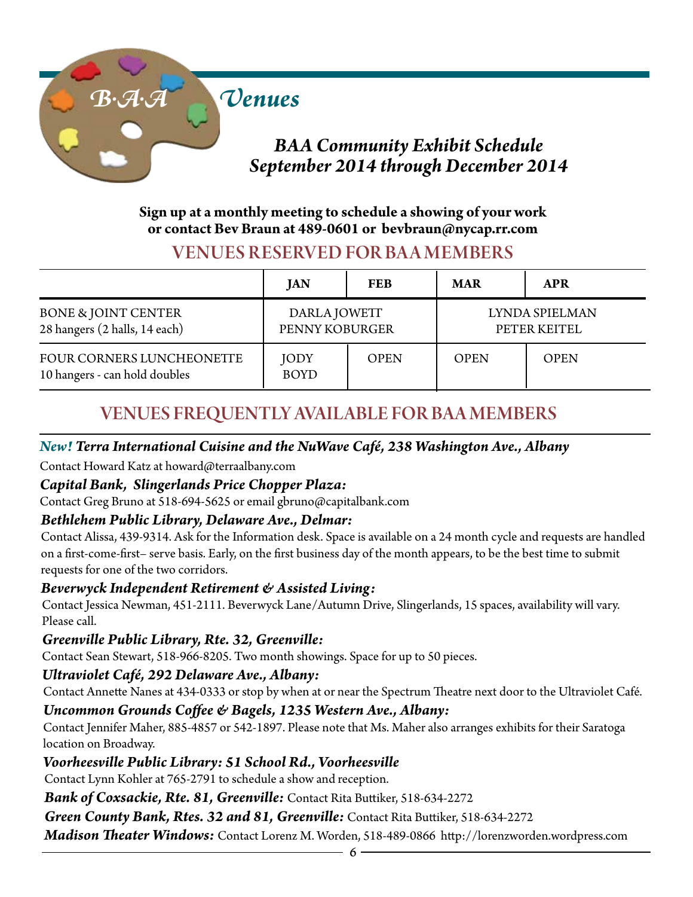# B·A·A Venues

## BAA Community Exhibit Schedule
## September 2014 through December 2014

**Sign up at a monthly meeting to schedule a showing of your work or contact Bev Braun at 489-0601 or bevbraun@nycap.rr.com**

## VENUES RESERVED FOR BAA MEMBERS

| | JAN | FEB | MAR | APR |
|---|---|---|---|---|
| BONE & JOINT CENTER<br>28 hangers (2 halls, 14 each) | DARLA JOWETT<br>PENNY KOBURGER | | LYNDA SPIELMAN<br>PETER KEITEL | |
| FOUR CORNERS LUNCHEONETTE<br>10 hangers - can hold doubles | JODY BOYD | OPEN | OPEN | OPEN |

## VENUES FREQUENTLY AVAILABLE FOR BAA MEMBERS

***New!* *Terra International Cuisine and the NuWave Café, 238 Washington Ave., Albany***

Contact Howard Katz at howard@terraalbany.com

***Capital Bank, Slingerlands Price Chopper Plaza:***

Contact Greg Bruno at 518-694-5625 or email gbruno@capitalbank.com

***Bethlehem Public Library, Delaware Ave., Delmar:***

Contact Alissa, 439-9314. Ask for the Information desk. Space is available on a 24 month cycle and requests are handled on a first-come-first– serve basis. Early, on the first business day of the month appears, to be the best time to submit requests for one of the two corridors.

***Beverwyck Independent Retirement & Assisted Living:***

Contact Jessica Newman, 451-2111. Beverwyck Lane/Autumn Drive, Slingerlands, 15 spaces, availability will vary. Please call.

***Greenville Public Library, Rte. 32, Greenville:***

Contact Sean Stewart, 518-966-8205. Two month showings. Space for up to 50 pieces.

***Ultraviolet Café, 292 Delaware Ave., Albany:***

Contact Annette Nanes at 434-0333 or stop by when at or near the Spectrum Theatre next door to the Ultraviolet Café.

***Uncommon Grounds Coffee & Bagels, 1235 Western Ave., Albany:***

Contact Jennifer Maher, 885-4857 or 542-1897. Please note that Ms. Maher also arranges exhibits for their Saratoga location on Broadway.

***Voorheesville Public Library: 51 School Rd., Voorheesville***

Contact Lynn Kohler at 765-2791 to schedule a show and reception.

***Bank of Coxsackie, Rte. 81, Greenville:*** Contact Rita Buttiker, 518-634-2272

***Green County Bank, Rtes. 32 and 81, Greenville:*** Contact Rita Buttiker, 518-634-2272

***Madison Theater Windows:*** Contact Lorenz M. Worden, 518-489-0866 http://lorenzworden.wordpress.com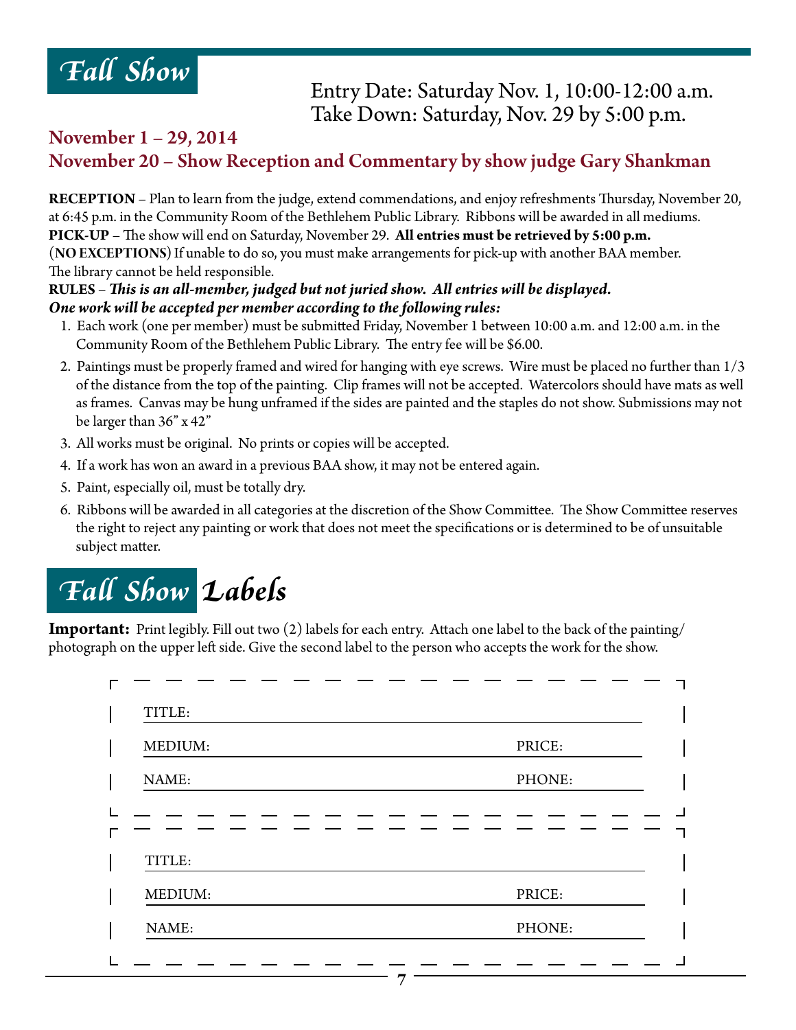# Fall Show

Entry Date: Saturday Nov. 1, 10:00-12:00 a.m.
Take Down: Saturday, Nov. 29 by 5:00 p.m.

## November 1 – 29, 2014
## November 20 – Show Reception and Commentary by show judge Gary Shankman

**RECEPTION** – Plan to learn from the judge, extend commendations, and enjoy refreshments Thursday, November 20, at 6:45 p.m. in the Community Room of the Bethlehem Public Library. Ribbons will be awarded in all mediums.

**PICK-UP** – The show will end on Saturday, November 29. **All entries must be retrieved by 5:00 p.m.** (**NO EXCEPTIONS**) If unable to do so, you must make arrangements for pick-up with another BAA member. The library cannot be held responsible.

**RULES** – ***This is an all-member, judged but not juried show. All entries will be displayed. One work will be accepted per member according to the following rules:***

1. Each work (one per member) must be submitted Friday, November 1 between 10:00 a.m. and 12:00 a.m. in the Community Room of the Bethlehem Public Library. The entry fee will be $6.00.
2. Paintings must be properly framed and wired for hanging with eye screws. Wire must be placed no further than 1/3 of the distance from the top of the painting. Clip frames will not be accepted. Watercolors should have mats as well as frames. Canvas may be hung unframed if the sides are painted and the staples do not show. Submissions may not be larger than 36" x 42"
3. All works must be original. No prints or copies will be accepted.
4. If a work has won an award in a previous BAA show, it may not be entered again.
5. Paint, especially oil, must be totally dry.
6. Ribbons will be awarded in all categories at the discretion of the Show Committee. The Show Committee reserves the right to reject any painting or work that does not meet the specifications or is determined to be of unsuitable subject matter.

# Fall Show Labels

**Important:** Print legibly. Fill out two (2) labels for each entry. Attach one label to the back of the painting/photograph on the upper left side. Give the second label to the person who accepts the work for the show.

TITLE: ______________________________

MEDIUM: ______________________ PRICE: __________

NAME: ______________________ PHONE: __________

TITLE: ______________________________

MEDIUM: ______________________ PRICE: __________

NAME: ______________________ PHONE: __________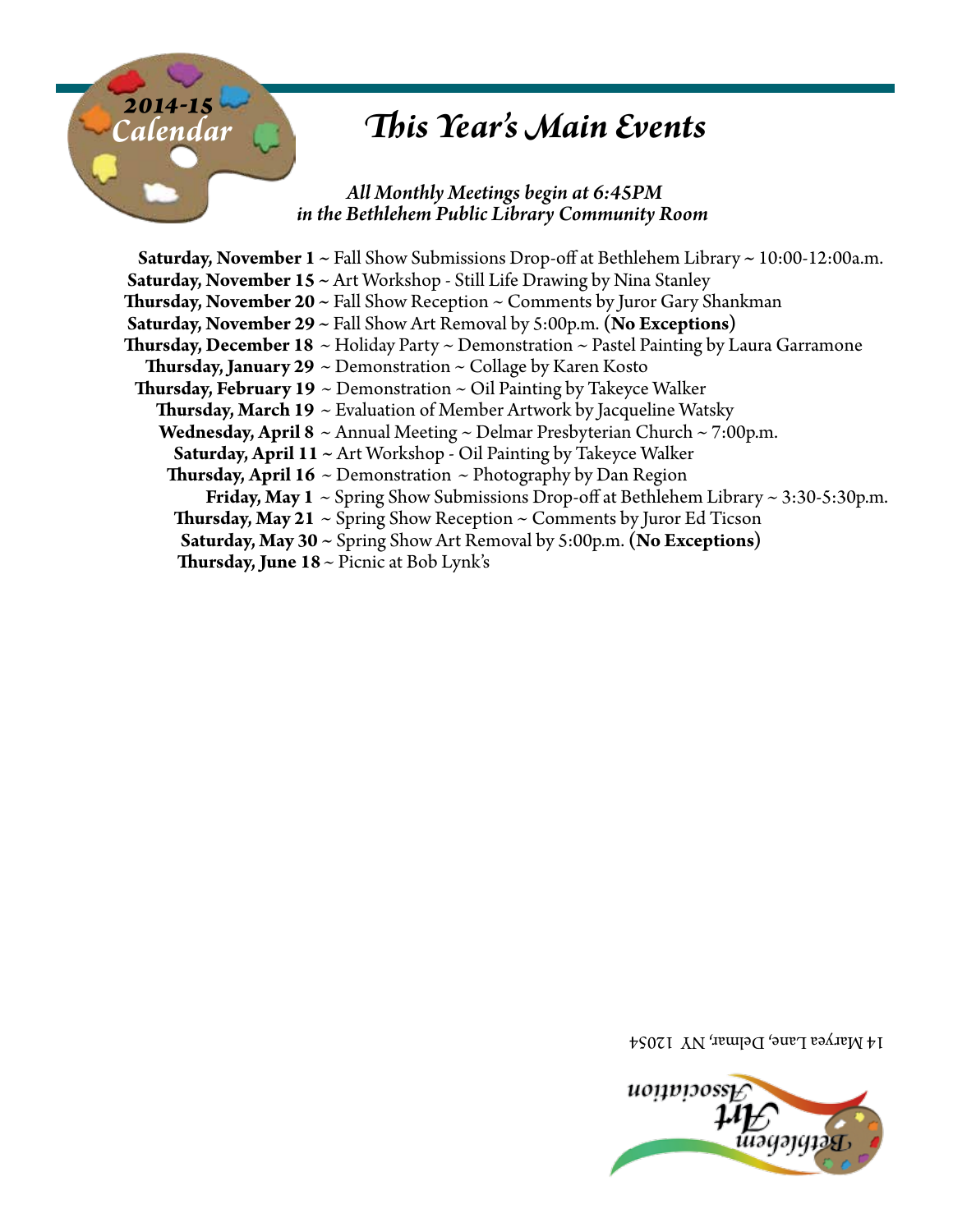2014-15 Calendar

# *This Year's Main Events*

***All Monthly Meetings begin at 6:45PM in the Bethlehem Public Library Community Room***

**Saturday, November 1** ~ Fall Show Submissions Drop-off at Bethlehem Library ~ 10:00-12:00a.m.
**Saturday, November 15** ~ Art Workshop - Still Life Drawing by Nina Stanley
**Thursday, November 20** ~ Fall Show Reception ~ Comments by Juror Gary Shankman
**Saturday, November 29** ~ Fall Show Art Removal by 5:00p.m. **(No Exceptions)**
**Thursday, December 18** ~ Holiday Party ~ Demonstration ~ Pastel Painting by Laura Garramone
**Thursday, January 29** ~ Demonstration ~ Collage by Karen Kosto
**Thursday, February 19** ~ Demonstration ~ Oil Painting by Takeyce Walker
**Thursday, March 19** ~ Evaluation of Member Artwork by Jacqueline Watsky
**Wednesday, April 8** ~ Annual Meeting ~ Delmar Presbyterian Church ~ 7:00p.m.
**Saturday, April 11** ~ Art Workshop - Oil Painting by Takeyce Walker
**Thursday, April 16** ~ Demonstration ~ Photography by Dan Region
**Friday, May 1** ~ Spring Show Submissions Drop-off at Bethlehem Library ~ 3:30-5:30p.m.
**Thursday, May 21** ~ Spring Show Reception ~ Comments by Juror Ed Ticson
**Saturday, May 30** ~ Spring Show Art Removal by 5:00p.m. **(No Exceptions)**
**Thursday, June 18** ~ Picnic at Bob Lynk's

14 Maryea Lane, Delmar, NY 12054

Bethlehem Art Association